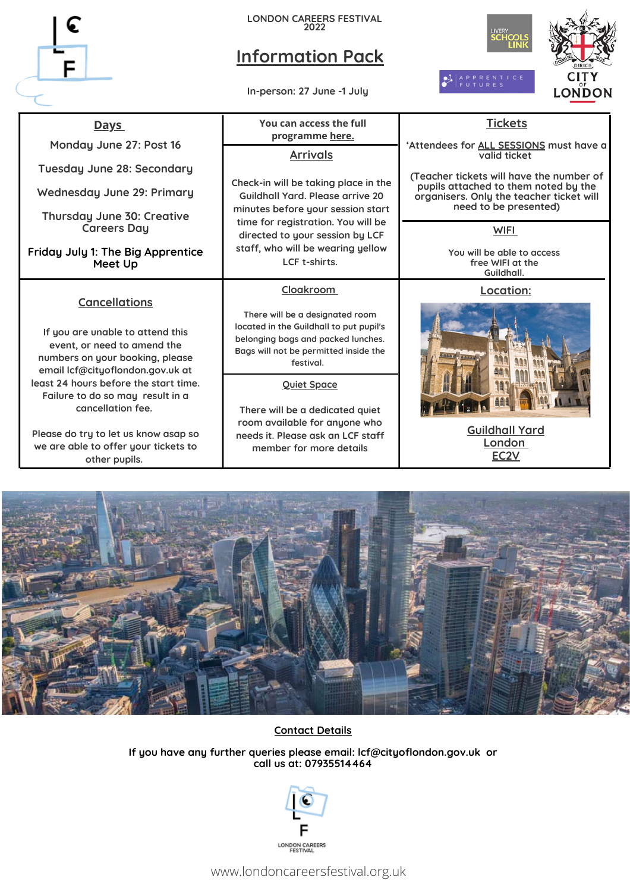LONDON CAREERS FESTIVAL 2022

# Information Pack

In-person: 27 June -1 July

## Days

Monday June 27: Post 16

Tuesday June 28: Secondary

Wednesday June 29: Primary

Thursday June 30: Creative Careers Day

Friday July 1: The Big Apprentice Meet Up

You can access the full programme here.

## Arrivals

Check-in will be taking place in the Guildhall Yard. Please arrive 20 minutes before your session start time for registration. You will be directed to your session by LCF staff, who will be wearing yellow LCF t-shirts.

## Tickets

'Attendees for ALL SESSIONS must have a valid ticket

(Teacher tickets will have the number of pupils attached to them noted by the organisers. Only the teacher ticket will need to be presented)

## WIFI

You will be able to access free WIFI at the Guildhall.

## Cancellations

If you are unable to attend this event, or need to amend the numbers on your booking, please email lcf@cityoflondon.gov.uk at least 24 hours before the start time. Failure to do so may result in a cancellation fee.

Please do try to let us know asap so we are able to offer your tickets to other pupils.

## Cloakroom

There will be a designated room located in the Guildhall to put pupil's belonging bags and packed lunches. Bags will not be permitted inside the festival.

## Quiet Space

There will be a dedicated quiet room available for anyone who needs it. Please ask an LCF staff member for more details

## Location:

Guildhall Yard
London
EC2V

## Contact Details

If you have any further queries please email: lcf@cityoflondon.gov.uk or call us at: 07935514464

LONDON CAREERS FESTIVAL

www.londoncareersfestival.org.uk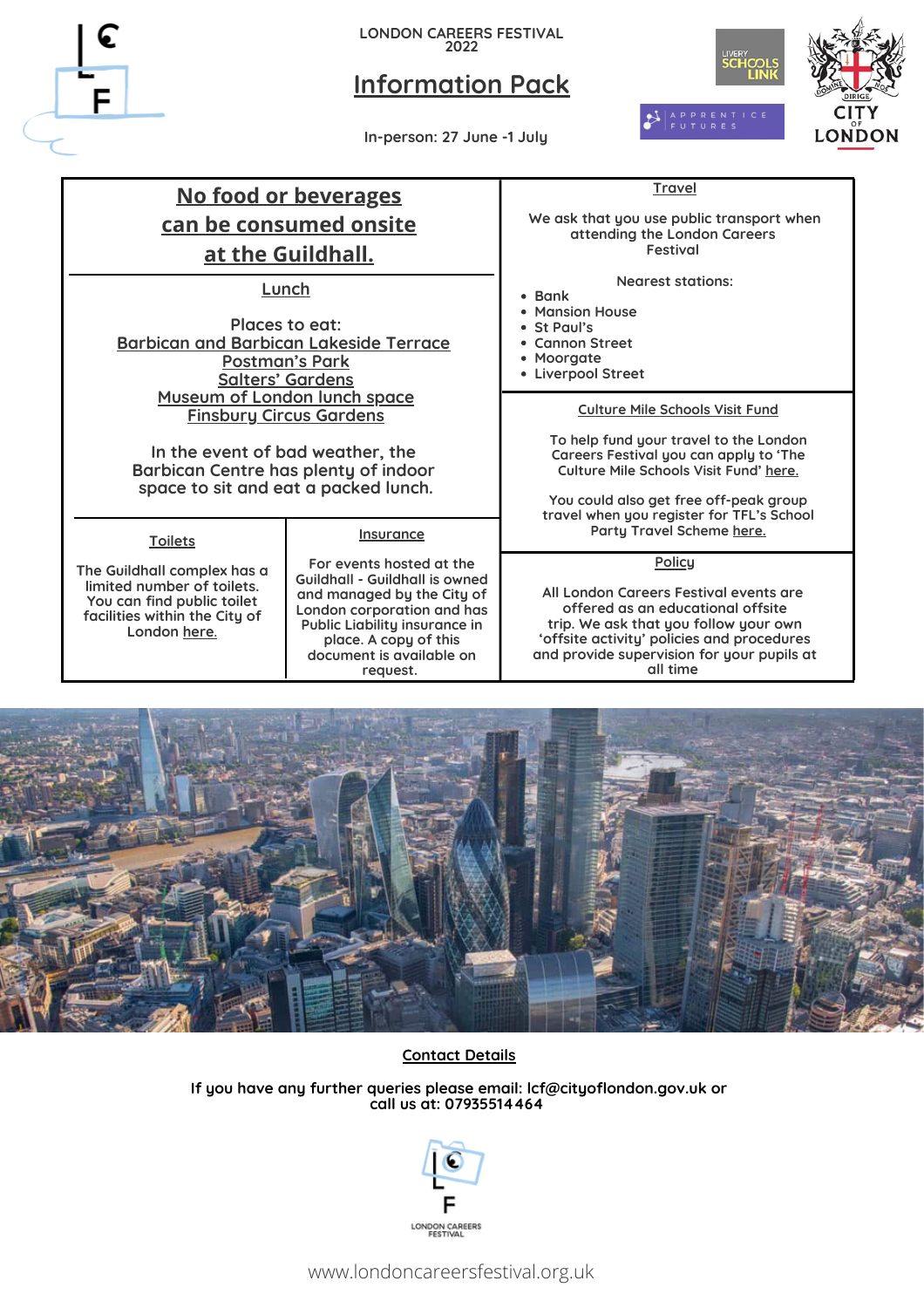LONDON CAREERS FESTIVAL 2022

# Information Pack

In-person: 27 June -1 July

## No food or beverages can be consumed onsite at the Guildhall.

### Lunch

Places to eat:
Barbican and Barbican Lakeside Terrace
Postman's Park
Salters' Gardens
Museum of London lunch space
Finsbury Circus Gardens

In the event of bad weather, the Barbican Centre has plenty of indoor space to sit and eat a packed lunch.

### Toilets

The Guildhall complex has a limited number of toilets. You can find public toilet facilities within the City of London here.

### Insurance

For events hosted at the Guildhall - Guildhall is owned and managed by the City of London corporation and has Public Liability insurance in place. A copy of this document is available on request.

### Travel

We ask that you use public transport when attending the London Careers Festival

Nearest stations:

- Bank
- Mansion House
- St Paul's
- Cannon Street
- Moorgate
- Liverpool Street

### Culture Mile Schools Visit Fund

To help fund your travel to the London Careers Festival you can apply to 'The Culture Mile Schools Visit Fund' here.

You could also get free off-peak group travel when you register for TFL's School Party Travel Scheme here.

### Policy

All London Careers Festival events are offered as an educational offsite trip. We ask that you follow your own 'offsite activity' policies and procedures and provide supervision for your pupils at all time

### Contact Details

If you have any further queries please email: lcf@cityoflondon.gov.uk or call us at: 07935514464

LONDON CAREERS FESTIVAL

www.londoncareersfestival.org.uk